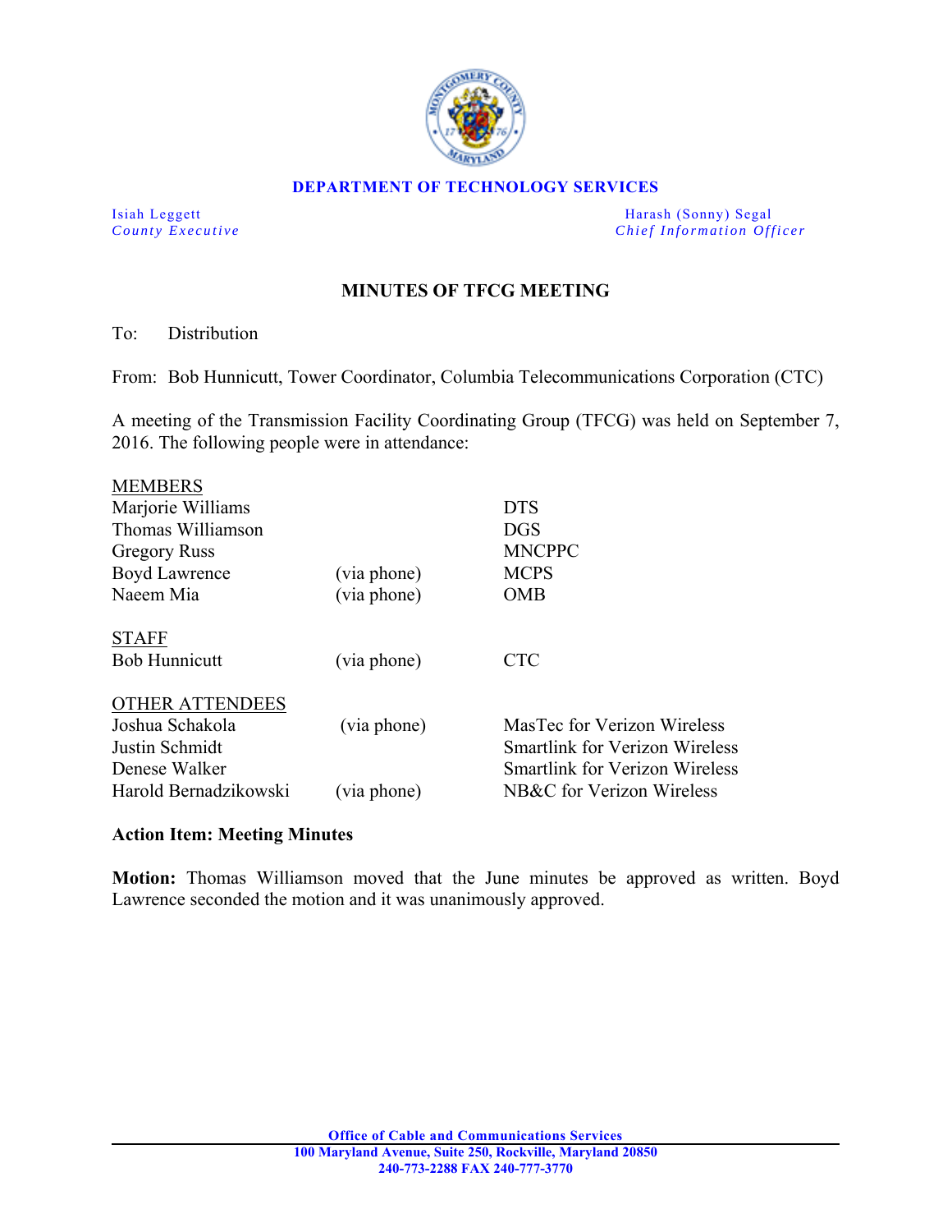**DEPARTMENT OF TECHNOLOGY SERVICES**

| | |
|---|---|
| Isiah Leggett | Harash (Sonny) Segal |
| *County Executive* | *Chief Information Officer* |

## MINUTES OF TFCG MEETING

To: Distribution

From: Bob Hunnicutt, Tower Coordinator, Columbia Telecommunications Corporation (CTC)

A meeting of the Transmission Facility Coordinating Group (TFCG) was held on September 7, 2016. The following people were in attendance:

| | | |
|---|---|---|
| **MEMBERS** | | |
| Marjorie Williams | | DTS |
| Thomas Williamson | | DGS |
| Gregory Russ | | MNCPPC |
| Boyd Lawrence | (via phone) | MCPS |
| Naeem Mia | (via phone) | OMB |
| **STAFF** | | |
| Bob Hunnicutt | (via phone) | CTC |
| **OTHER ATTENDEES** | | |
| Joshua Schakola | (via phone) | MasTec for Verizon Wireless |
| Justin Schmidt | | Smartlink for Verizon Wireless |
| Denese Walker | | Smartlink for Verizon Wireless |
| Harold Bernadzikowski | (via phone) | NB&C for Verizon Wireless |

**Action Item: Meeting Minutes**

**Motion:** Thomas Williamson moved that the June minutes be approved as written. Boyd Lawrence seconded the motion and it was unanimously approved.

**Office of Cable and Communications Services**
**100 Maryland Avenue, Suite 250, Rockville, Maryland 20850**
**240-773-2288 FAX 240-777-3770**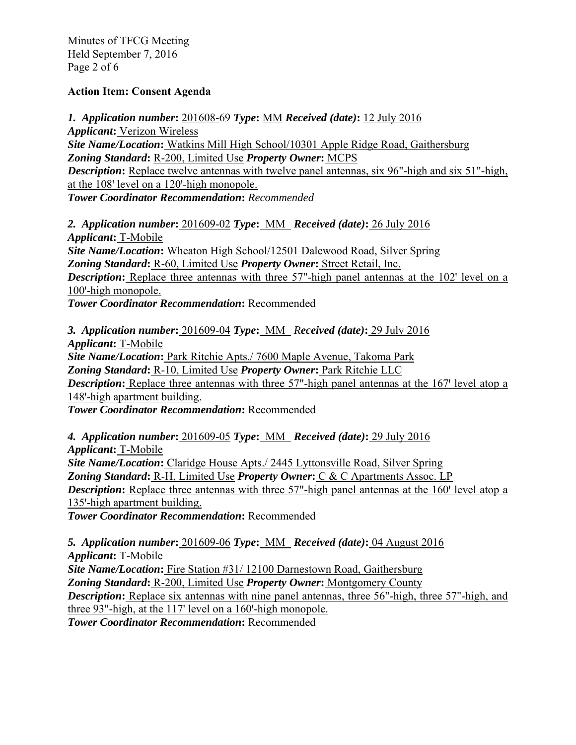**Action Item: Consent Agenda**

***1. Application number*:** 201608-69 ***Type*:** MM ***Received (date)*:** 12 July 2016
***Applicant*:** Verizon Wireless
***Site Name/Location*:** Watkins Mill High School/10301 Apple Ridge Road, Gaithersburg
***Zoning Standard*:** R-200, Limited Use ***Property Owner*:** MCPS
***Description*:** Replace twelve antennas with twelve panel antennas, six 96"-high and six 51"-high, at the 108' level on a 120'-high monopole.
***Tower Coordinator Recommendation*:** *Recommended*

***2. Application number*:** 201609-02 ***Type*:** MM ***Received (date)*:** 26 July 2016
***Applicant*:** T-Mobile
***Site Name/Location*:** Wheaton High School/12501 Dalewood Road, Silver Spring
***Zoning Standard*:** R-60, Limited Use ***Property Owner*:** Street Retail, Inc.
***Description*:** Replace three antennas with three 57"-high panel antennas at the 102' level on a 100'-high monopole.
***Tower Coordinator Recommendation*:** Recommended

***3. Application number*:** 201609-04 ***Type*:** MM ***Received (date)*:** 29 July 2016
***Applicant*:** T-Mobile
***Site Name/Location*:** Park Ritchie Apts./ 7600 Maple Avenue, Takoma Park
***Zoning Standard*:** R-10, Limited Use ***Property Owner*:** Park Ritchie LLC
***Description*:** Replace three antennas with three 57"-high panel antennas at the 167' level atop a 148'-high apartment building.
***Tower Coordinator Recommendation*:** Recommended

***4. Application number*:** 201609-05 ***Type*:** MM ***Received (date)*:** 29 July 2016
***Applicant*:** T-Mobile
***Site Name/Location*:** Claridge House Apts./ 2445 Lyttonsville Road, Silver Spring
***Zoning Standard*:** R-H, Limited Use ***Property Owner*:** C & C Apartments Assoc. LP
***Description*:** Replace three antennas with three 57"-high panel antennas at the 160' level atop a 135'-high apartment building.
***Tower Coordinator Recommendation*:** Recommended

***5. Application number*:** 201609-06 ***Type*:** MM ***Received (date)*:** 04 August 2016
***Applicant*:** T-Mobile
***Site Name/Location*:** Fire Station #31/ 12100 Darnestown Road, Gaithersburg
***Zoning Standard*:** R-200, Limited Use ***Property Owner*:** Montgomery County
***Description*:** Replace six antennas with nine panel antennas, three 56"-high, three 57"-high, and three 93"-high, at the 117' level on a 160'-high monopole.
***Tower Coordinator Recommendation*:** Recommended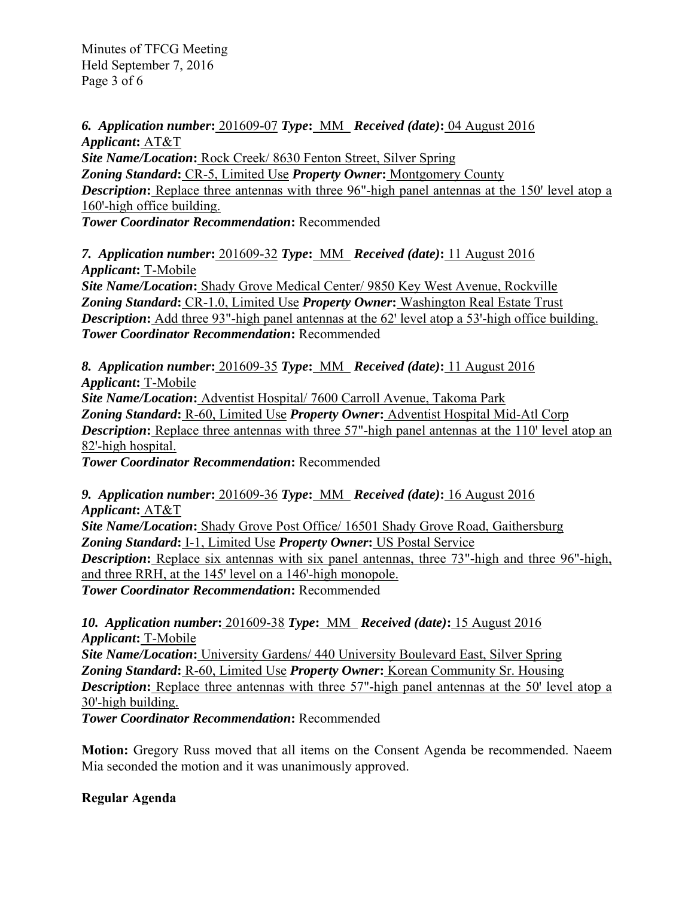***6. Application number*:** 201609-07 ***Type*:** MM ***Received (date)*:** 04 August 2016
***Applicant*:** AT&T
***Site Name/Location*:** Rock Creek/ 8630 Fenton Street, Silver Spring
***Zoning Standard*:** CR-5, Limited Use ***Property Owner*:** Montgomery County
***Description*:** Replace three antennas with three 96"-high panel antennas at the 150' level atop a 160'-high office building.
***Tower Coordinator Recommendation*:** Recommended

***7. Application number*:** 201609-32 ***Type*:** MM ***Received (date)*:** 11 August 2016
***Applicant*:** T-Mobile
***Site Name/Location*:** Shady Grove Medical Center/ 9850 Key West Avenue, Rockville
***Zoning Standard*:** CR-1.0, Limited Use ***Property Owner*:** Washington Real Estate Trust
***Description*:** Add three 93"-high panel antennas at the 62' level atop a 53'-high office building.
***Tower Coordinator Recommendation*:** Recommended

***8. Application number*:** 201609-35 ***Type*:** MM ***Received (date)*:** 11 August 2016
***Applicant*:** T-Mobile
***Site Name/Location*:** Adventist Hospital/ 7600 Carroll Avenue, Takoma Park
***Zoning Standard*:** R-60, Limited Use ***Property Owner*:** Adventist Hospital Mid-Atl Corp
***Description*:** Replace three antennas with three 57"-high panel antennas at the 110' level atop an 82'-high hospital.
***Tower Coordinator Recommendation*:** Recommended

***9. Application number*:** 201609-36 ***Type*:** MM ***Received (date)*:** 16 August 2016
***Applicant*:** AT&T
***Site Name/Location*:** Shady Grove Post Office/ 16501 Shady Grove Road, Gaithersburg
***Zoning Standard*:** I-1, Limited Use ***Property Owner*:** US Postal Service
***Description*:** Replace six antennas with six panel antennas, three 73"-high and three 96"-high, and three RRH, at the 145' level on a 146'-high monopole.
***Tower Coordinator Recommendation*:** Recommended

***10. Application number*:** 201609-38 ***Type*:** MM ***Received (date)*:** 15 August 2016
***Applicant*:** T-Mobile
***Site Name/Location*:** University Gardens/ 440 University Boulevard East, Silver Spring
***Zoning Standard*:** R-60, Limited Use ***Property Owner*:** Korean Community Sr. Housing
***Description*:** Replace three antennas with three 57"-high panel antennas at the 50' level atop a 30'-high building.
***Tower Coordinator Recommendation*:** Recommended

**Motion:** Gregory Russ moved that all items on the Consent Agenda be recommended. Naeem Mia seconded the motion and it was unanimously approved.

**Regular Agenda**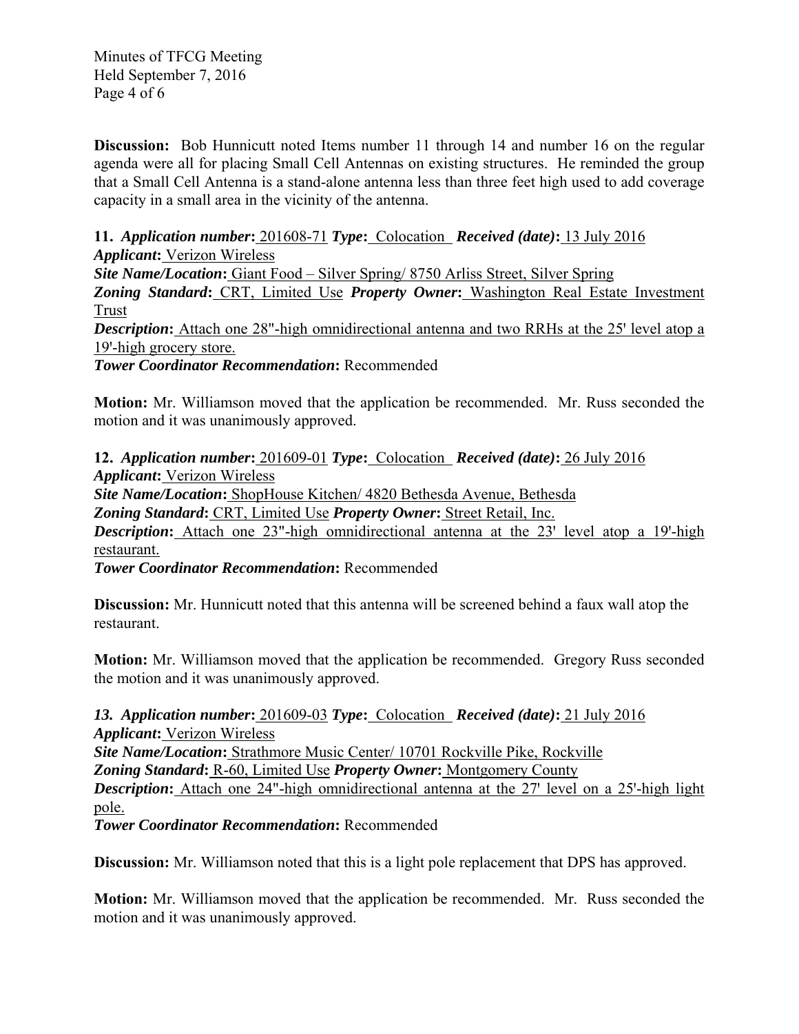**Discussion:** Bob Hunnicutt noted Items number 11 through 14 and number 16 on the regular agenda were all for placing Small Cell Antennas on existing structures. He reminded the group that a Small Cell Antenna is a stand-alone antenna less than three feet high used to add coverage capacity in a small area in the vicinity of the antenna.

**11.** ***Application number*****:** 201608-71 ***Type*****:** Colocation ***Received (date)*****:** 13 July 2016
***Applicant*****:** Verizon Wireless
***Site Name/Location*****:** Giant Food – Silver Spring/ 8750 Arliss Street, Silver Spring
***Zoning Standard*****:** CRT, Limited Use ***Property Owner*****:** Washington Real Estate Investment Trust
***Description*****:** Attach one 28"-high omnidirectional antenna and two RRHs at the 25' level atop a 19'-high grocery store.
***Tower Coordinator Recommendation*****:** Recommended

**Motion:** Mr. Williamson moved that the application be recommended. Mr. Russ seconded the motion and it was unanimously approved.

**12.** ***Application number*****:** 201609-01 ***Type*****:** Colocation ***Received (date)*****:** 26 July 2016
***Applicant*****:** Verizon Wireless
***Site Name/Location*****:** ShopHouse Kitchen/ 4820 Bethesda Avenue, Bethesda
***Zoning Standard*****:** CRT, Limited Use ***Property Owner*****:** Street Retail, Inc.
***Description*****:** Attach one 23"-high omnidirectional antenna at the 23' level atop a 19'-high restaurant.
***Tower Coordinator Recommendation*****:** Recommended

**Discussion:** Mr. Hunnicutt noted that this antenna will be screened behind a faux wall atop the restaurant.

**Motion:** Mr. Williamson moved that the application be recommended. Gregory Russ seconded the motion and it was unanimously approved.

***13.*** ***Application number*****:** 201609-03 ***Type*****:** Colocation ***Received (date)*****:** 21 July 2016
***Applicant*****:** Verizon Wireless
***Site Name/Location*****:** Strathmore Music Center/ 10701 Rockville Pike, Rockville
***Zoning Standard*****:** R-60, Limited Use ***Property Owner*****:** Montgomery County
***Description*****:** Attach one 24"-high omnidirectional antenna at the 27' level on a 25'-high light pole.
***Tower Coordinator Recommendation*****:** Recommended

**Discussion:** Mr. Williamson noted that this is a light pole replacement that DPS has approved.

**Motion:** Mr. Williamson moved that the application be recommended. Mr. Russ seconded the motion and it was unanimously approved.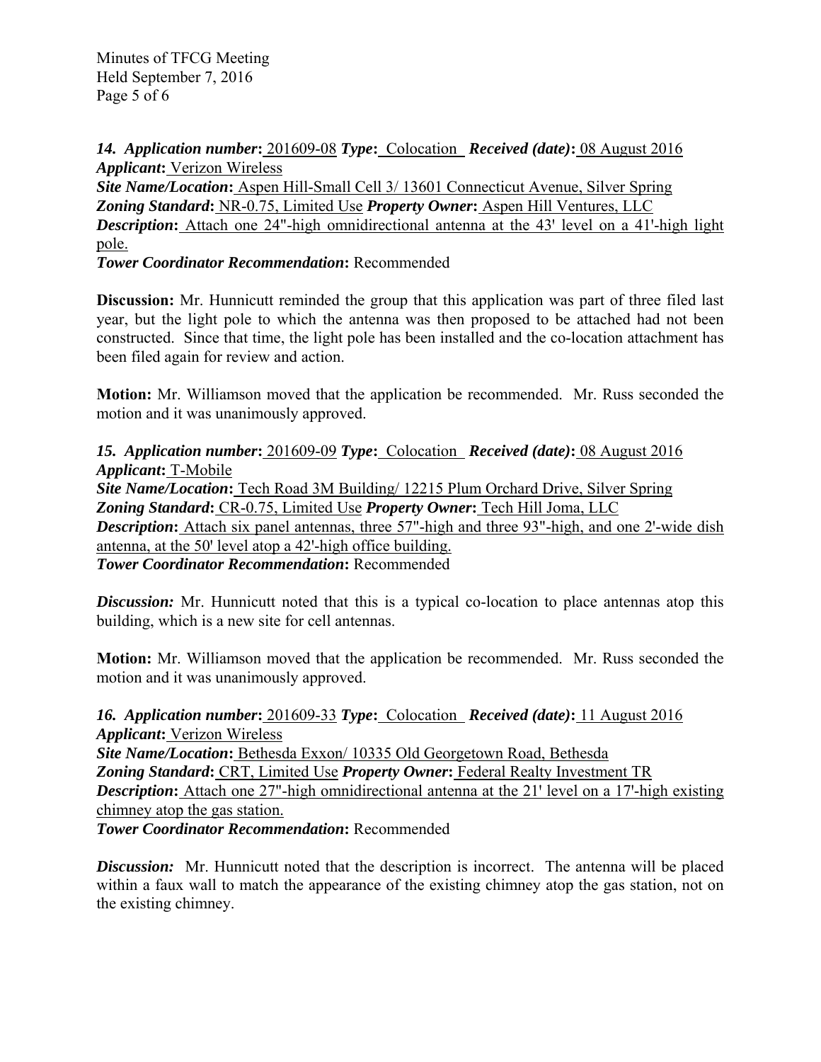***14. Application number*:** 201609-08 ***Type*:** Colocation ***Received (date)*:** 08 August 2016
***Applicant*:** Verizon Wireless
***Site Name/Location*:** Aspen Hill-Small Cell 3/ 13601 Connecticut Avenue, Silver Spring
***Zoning Standard*:** NR-0.75, Limited Use ***Property Owner*:** Aspen Hill Ventures, LLC
***Description*:** Attach one 24"-high omnidirectional antenna at the 43' level on a 41'-high light pole.
***Tower Coordinator Recommendation*:** Recommended

**Discussion:** Mr. Hunnicutt reminded the group that this application was part of three filed last year, but the light pole to which the antenna was then proposed to be attached had not been constructed. Since that time, the light pole has been installed and the co-location attachment has been filed again for review and action.

**Motion:** Mr. Williamson moved that the application be recommended. Mr. Russ seconded the motion and it was unanimously approved.

***15. Application number*:** 201609-09 ***Type*:** Colocation ***Received (date)*:** 08 August 2016
***Applicant*:** T-Mobile
***Site Name/Location*:** Tech Road 3M Building/ 12215 Plum Orchard Drive, Silver Spring
***Zoning Standard*:** CR-0.75, Limited Use ***Property Owner*:** Tech Hill Joma, LLC
***Description*:** Attach six panel antennas, three 57"-high and three 93"-high, and one 2'-wide dish antenna, at the 50' level atop a 42'-high office building.
***Tower Coordinator Recommendation*:** Recommended

***Discussion:*** Mr. Hunnicutt noted that this is a typical co-location to place antennas atop this building, which is a new site for cell antennas.

**Motion:** Mr. Williamson moved that the application be recommended. Mr. Russ seconded the motion and it was unanimously approved.

***16. Application number*:** 201609-33 ***Type*:** Colocation ***Received (date)*:** 11 August 2016
***Applicant*:** Verizon Wireless
***Site Name/Location*:** Bethesda Exxon/ 10335 Old Georgetown Road, Bethesda
***Zoning Standard*:** CRT, Limited Use ***Property Owner*:** Federal Realty Investment TR
***Description*:** Attach one 27"-high omnidirectional antenna at the 21' level on a 17'-high existing chimney atop the gas station.
***Tower Coordinator Recommendation*:** Recommended

***Discussion:*** Mr. Hunnicutt noted that the description is incorrect. The antenna will be placed within a faux wall to match the appearance of the existing chimney atop the gas station, not on the existing chimney.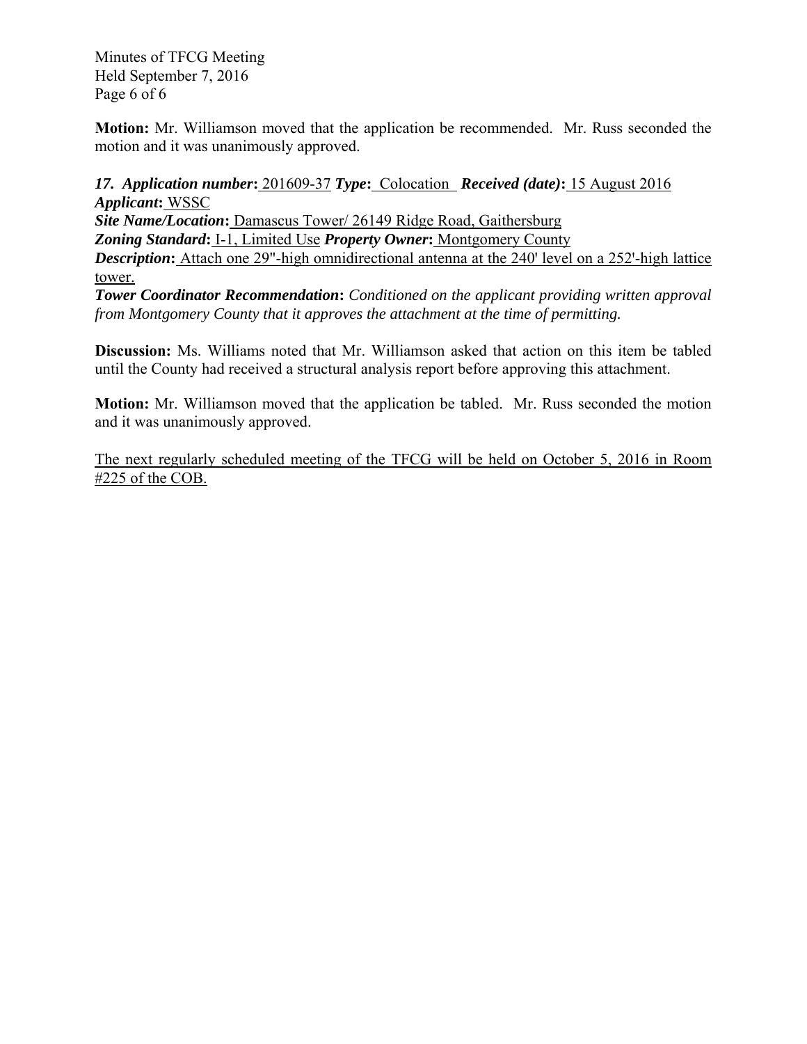**Motion:** Mr. Williamson moved that the application be recommended. Mr. Russ seconded the motion and it was unanimously approved.

***17. Application number*:** 201609-37 ***Type*:** Colocation ***Received (date)*:** 15 August 2016
***Applicant*:** WSSC
***Site Name/Location*:** Damascus Tower/ 26149 Ridge Road, Gaithersburg
***Zoning Standard*:** I-1, Limited Use ***Property Owner*:** Montgomery County
***Description*:** Attach one 29"-high omnidirectional antenna at the 240' level on a 252'-high lattice tower.
***Tower Coordinator Recommendation*:** *Conditioned on the applicant providing written approval from Montgomery County that it approves the attachment at the time of permitting.*

**Discussion:** Ms. Williams noted that Mr. Williamson asked that action on this item be tabled until the County had received a structural analysis report before approving this attachment.

**Motion:** Mr. Williamson moved that the application be tabled. Mr. Russ seconded the motion and it was unanimously approved.

The next regularly scheduled meeting of the TFCG will be held on October 5, 2016 in Room #225 of the COB.